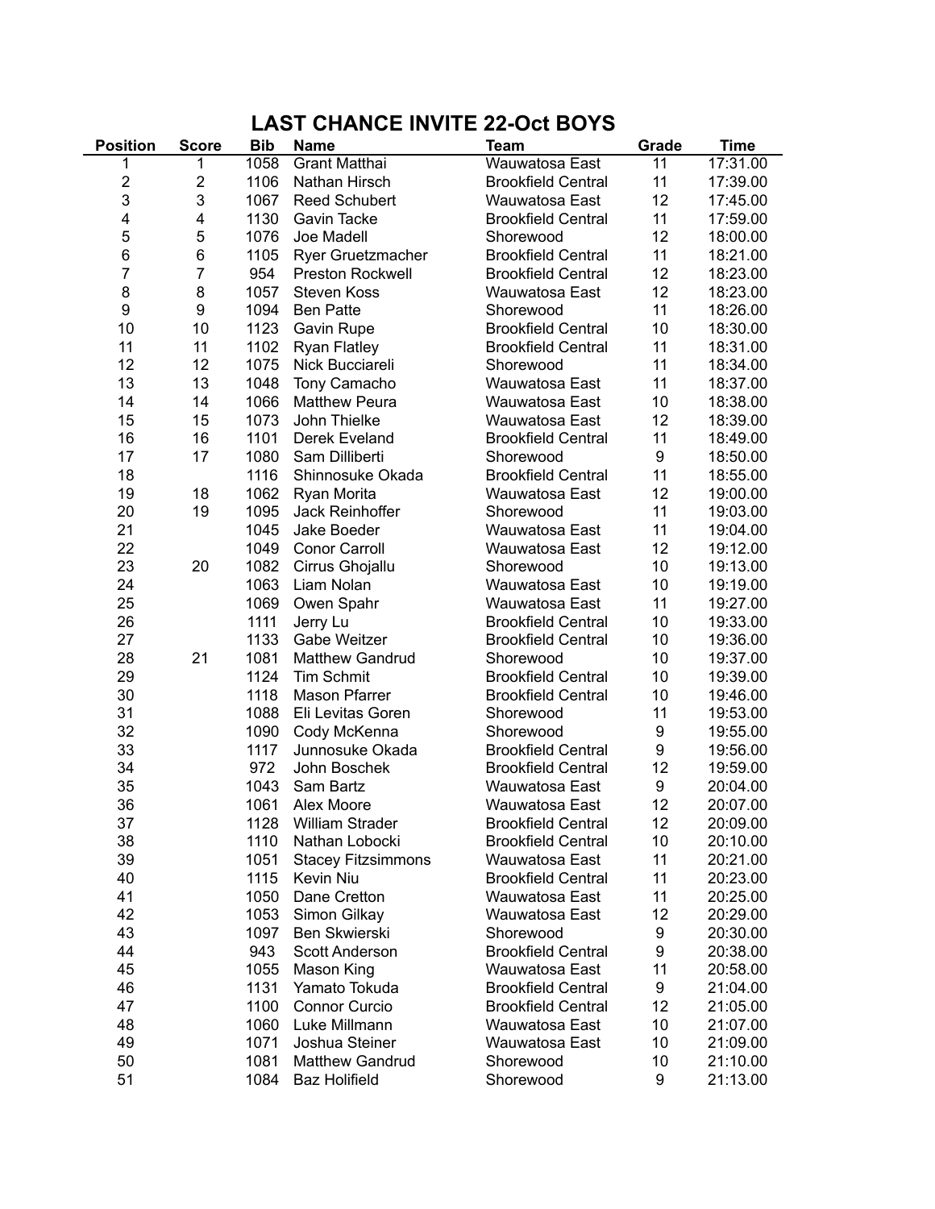# LAST CHANCE INVITE 22-Oct BOYS

| Position | Score | Bib | Name | Team | Grade | Time |
|---|---|---|---|---|---|---|
| 1 | 1 | 1058 | Grant Matthai | Wauwatosa East | 11 | 17:31.00 |
| 2 | 2 | 1106 | Nathan Hirsch | Brookfield Central | 11 | 17:39.00 |
| 3 | 3 | 1067 | Reed Schubert | Wauwatosa East | 12 | 17:45.00 |
| 4 | 4 | 1130 | Gavin Tacke | Brookfield Central | 11 | 17:59.00 |
| 5 | 5 | 1076 | Joe Madell | Shorewood | 12 | 18:00.00 |
| 6 | 6 | 1105 | Ryer Gruetzmacher | Brookfield Central | 11 | 18:21.00 |
| 7 | 7 | 954 | Preston Rockwell | Brookfield Central | 12 | 18:23.00 |
| 8 | 8 | 1057 | Steven Koss | Wauwatosa East | 12 | 18:23.00 |
| 9 | 9 | 1094 | Ben Patte | Shorewood | 11 | 18:26.00 |
| 10 | 10 | 1123 | Gavin Rupe | Brookfield Central | 10 | 18:30.00 |
| 11 | 11 | 1102 | Ryan Flatley | Brookfield Central | 11 | 18:31.00 |
| 12 | 12 | 1075 | Nick Bucciareli | Shorewood | 11 | 18:34.00 |
| 13 | 13 | 1048 | Tony Camacho | Wauwatosa East | 11 | 18:37.00 |
| 14 | 14 | 1066 | Matthew Peura | Wauwatosa East | 10 | 18:38.00 |
| 15 | 15 | 1073 | John Thielke | Wauwatosa East | 12 | 18:39.00 |
| 16 | 16 | 1101 | Derek Eveland | Brookfield Central | 11 | 18:49.00 |
| 17 | 17 | 1080 | Sam Dilliberti | Shorewood | 9 | 18:50.00 |
| 18 | | 1116 | Shinnosuke Okada | Brookfield Central | 11 | 18:55.00 |
| 19 | 18 | 1062 | Ryan Morita | Wauwatosa East | 12 | 19:00.00 |
| 20 | 19 | 1095 | Jack Reinhoffer | Shorewood | 11 | 19:03.00 |
| 21 | | 1045 | Jake Boeder | Wauwatosa East | 11 | 19:04.00 |
| 22 | | 1049 | Conor Carroll | Wauwatosa East | 12 | 19:12.00 |
| 23 | 20 | 1082 | Cirrus Ghojallu | Shorewood | 10 | 19:13.00 |
| 24 | | 1063 | Liam Nolan | Wauwatosa East | 10 | 19:19.00 |
| 25 | | 1069 | Owen Spahr | Wauwatosa East | 11 | 19:27.00 |
| 26 | | 1111 | Jerry Lu | Brookfield Central | 10 | 19:33.00 |
| 27 | | 1133 | Gabe Weitzer | Brookfield Central | 10 | 19:36.00 |
| 28 | 21 | 1081 | Matthew Gandrud | Shorewood | 10 | 19:37.00 |
| 29 | | 1124 | Tim Schmit | Brookfield Central | 10 | 19:39.00 |
| 30 | | 1118 | Mason Pfarrer | Brookfield Central | 10 | 19:46.00 |
| 31 | | 1088 | Eli Levitas Goren | Shorewood | 11 | 19:53.00 |
| 32 | | 1090 | Cody McKenna | Shorewood | 9 | 19:55.00 |
| 33 | | 1117 | Junnosuke Okada | Brookfield Central | 9 | 19:56.00 |
| 34 | | 972 | John Boschek | Brookfield Central | 12 | 19:59.00 |
| 35 | | 1043 | Sam Bartz | Wauwatosa East | 9 | 20:04.00 |
| 36 | | 1061 | Alex Moore | Wauwatosa East | 12 | 20:07.00 |
| 37 | | 1128 | William Strader | Brookfield Central | 12 | 20:09.00 |
| 38 | | 1110 | Nathan Lobocki | Brookfield Central | 10 | 20:10.00 |
| 39 | | 1051 | Stacey Fitzsimmons | Wauwatosa East | 11 | 20:21.00 |
| 40 | | 1115 | Kevin Niu | Brookfield Central | 11 | 20:23.00 |
| 41 | | 1050 | Dane Cretton | Wauwatosa East | 11 | 20:25.00 |
| 42 | | 1053 | Simon Gilkay | Wauwatosa East | 12 | 20:29.00 |
| 43 | | 1097 | Ben Skwierski | Shorewood | 9 | 20:30.00 |
| 44 | | 943 | Scott Anderson | Brookfield Central | 9 | 20:38.00 |
| 45 | | 1055 | Mason King | Wauwatosa East | 11 | 20:58.00 |
| 46 | | 1131 | Yamato Tokuda | Brookfield Central | 9 | 21:04.00 |
| 47 | | 1100 | Connor Curcio | Brookfield Central | 12 | 21:05.00 |
| 48 | | 1060 | Luke Millmann | Wauwatosa East | 10 | 21:07.00 |
| 49 | | 1071 | Joshua Steiner | Wauwatosa East | 10 | 21:09.00 |
| 50 | | 1081 | Matthew Gandrud | Shorewood | 10 | 21:10.00 |
| 51 | | 1084 | Baz Holifield | Shorewood | 9 | 21:13.00 |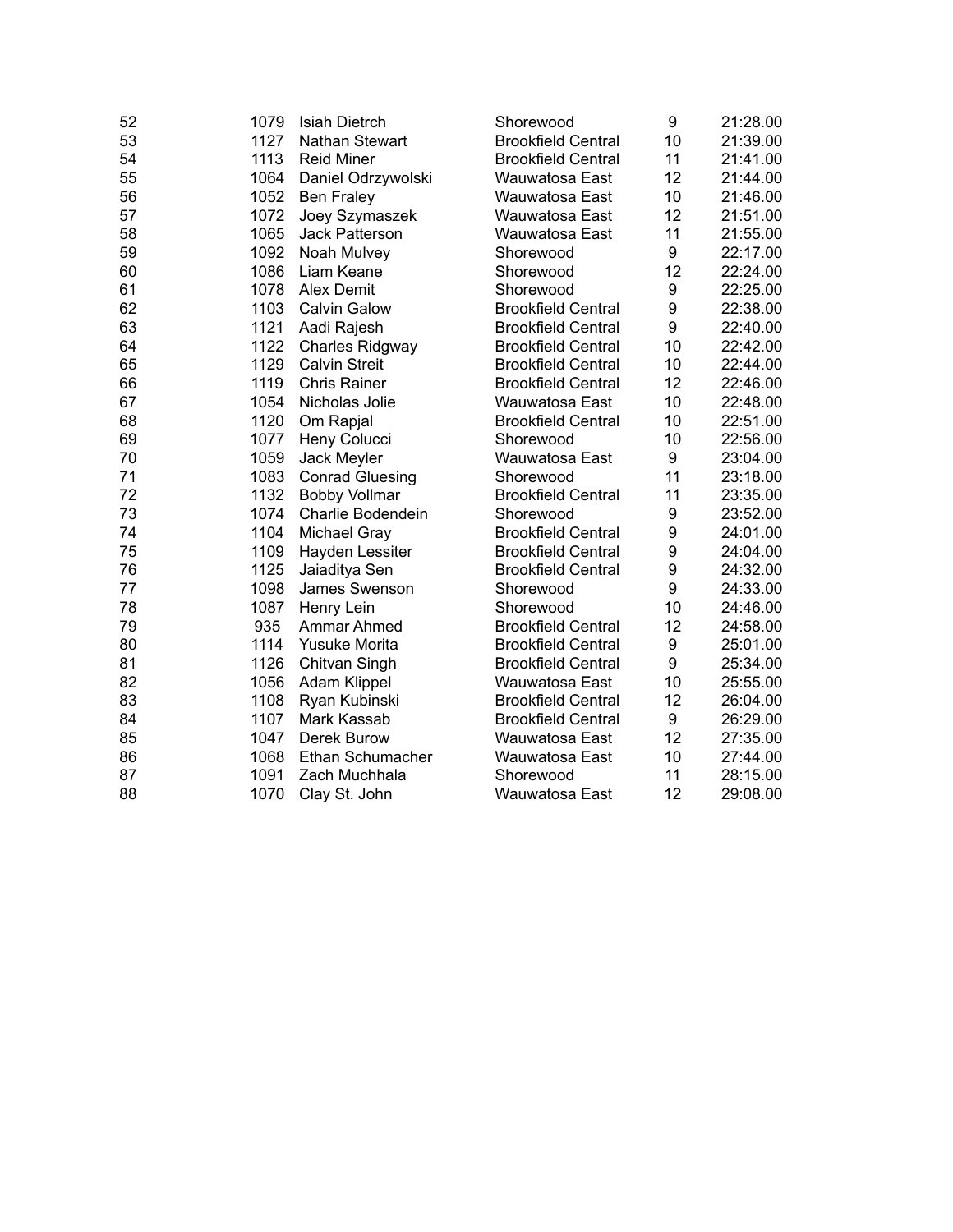| | | | | | |
|---|---|---|---|---|---|
| 52 | 1079 | Isiah Dietrch | Shorewood | 9 | 21:28.00 |
| 53 | 1127 | Nathan Stewart | Brookfield Central | 10 | 21:39.00 |
| 54 | 1113 | Reid Miner | Brookfield Central | 11 | 21:41.00 |
| 55 | 1064 | Daniel Odrzywolski | Wauwatosa East | 12 | 21:44.00 |
| 56 | 1052 | Ben Fraley | Wauwatosa East | 10 | 21:46.00 |
| 57 | 1072 | Joey Szymaszek | Wauwatosa East | 12 | 21:51.00 |
| 58 | 1065 | Jack Patterson | Wauwatosa East | 11 | 21:55.00 |
| 59 | 1092 | Noah Mulvey | Shorewood | 9 | 22:17.00 |
| 60 | 1086 | Liam Keane | Shorewood | 12 | 22:24.00 |
| 61 | 1078 | Alex Demit | Shorewood | 9 | 22:25.00 |
| 62 | 1103 | Calvin Galow | Brookfield Central | 9 | 22:38.00 |
| 63 | 1121 | Aadi Rajesh | Brookfield Central | 9 | 22:40.00 |
| 64 | 1122 | Charles Ridgway | Brookfield Central | 10 | 22:42.00 |
| 65 | 1129 | Calvin Streit | Brookfield Central | 10 | 22:44.00 |
| 66 | 1119 | Chris Rainer | Brookfield Central | 12 | 22:46.00 |
| 67 | 1054 | Nicholas Jolie | Wauwatosa East | 10 | 22:48.00 |
| 68 | 1120 | Om Rapjal | Brookfield Central | 10 | 22:51.00 |
| 69 | 1077 | Heny Colucci | Shorewood | 10 | 22:56.00 |
| 70 | 1059 | Jack Meyler | Wauwatosa East | 9 | 23:04.00 |
| 71 | 1083 | Conrad Gluesing | Shorewood | 11 | 23:18.00 |
| 72 | 1132 | Bobby Vollmar | Brookfield Central | 11 | 23:35.00 |
| 73 | 1074 | Charlie Bodendein | Shorewood | 9 | 23:52.00 |
| 74 | 1104 | Michael Gray | Brookfield Central | 9 | 24:01.00 |
| 75 | 1109 | Hayden Lessiter | Brookfield Central | 9 | 24:04.00 |
| 76 | 1125 | Jaiaditya Sen | Brookfield Central | 9 | 24:32.00 |
| 77 | 1098 | James Swenson | Shorewood | 9 | 24:33.00 |
| 78 | 1087 | Henry Lein | Shorewood | 10 | 24:46.00 |
| 79 | 935 | Ammar Ahmed | Brookfield Central | 12 | 24:58.00 |
| 80 | 1114 | Yusuke Morita | Brookfield Central | 9 | 25:01.00 |
| 81 | 1126 | Chitvan Singh | Brookfield Central | 9 | 25:34.00 |
| 82 | 1056 | Adam Klippel | Wauwatosa East | 10 | 25:55.00 |
| 83 | 1108 | Ryan Kubinski | Brookfield Central | 12 | 26:04.00 |
| 84 | 1107 | Mark Kassab | Brookfield Central | 9 | 26:29.00 |
| 85 | 1047 | Derek Burow | Wauwatosa East | 12 | 27:35.00 |
| 86 | 1068 | Ethan Schumacher | Wauwatosa East | 10 | 27:44.00 |
| 87 | 1091 | Zach Muchhala | Shorewood | 11 | 28:15.00 |
| 88 | 1070 | Clay St. John | Wauwatosa East | 12 | 29:08.00 |